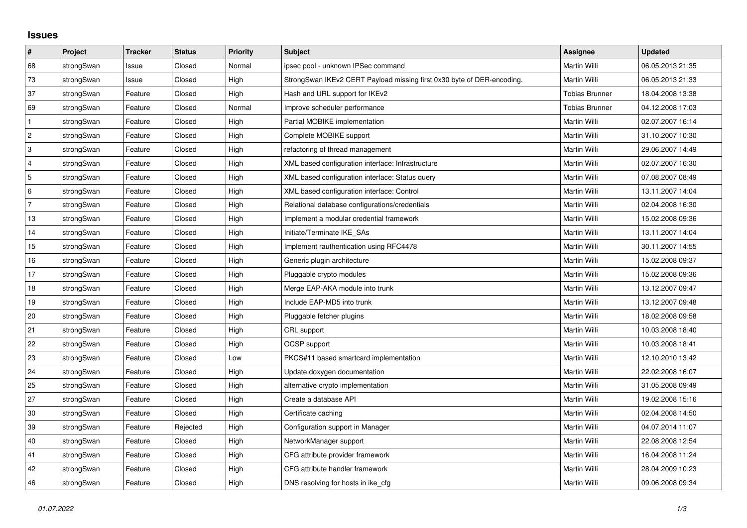# Issues

| # | Project | Tracker | Status | Priority | Subject | Assignee | Updated |
|---|---|---|---|---|---|---|---|
| 68 | strongSwan | Issue | Closed | Normal | ipsec pool - unknown IPSec command | Martin Willi | 06.05.2013 21:35 |
| 73 | strongSwan | Issue | Closed | High | StrongSwan IKEv2 CERT Payload missing first 0x30 byte of DER-encoding. | Martin Willi | 06.05.2013 21:33 |
| 37 | strongSwan | Feature | Closed | High | Hash and URL support for IKEv2 | Tobias Brunner | 18.04.2008 13:38 |
| 69 | strongSwan | Feature | Closed | Normal | Improve scheduler performance | Tobias Brunner | 04.12.2008 17:03 |
| 1 | strongSwan | Feature | Closed | High | Partial MOBIKE implementation | Martin Willi | 02.07.2007 16:14 |
| 2 | strongSwan | Feature | Closed | High | Complete MOBIKE support | Martin Willi | 31.10.2007 10:30 |
| 3 | strongSwan | Feature | Closed | High | refactoring of thread management | Martin Willi | 29.06.2007 14:49 |
| 4 | strongSwan | Feature | Closed | High | XML based configuration interface: Infrastructure | Martin Willi | 02.07.2007 16:30 |
| 5 | strongSwan | Feature | Closed | High | XML based configuration interface: Status query | Martin Willi | 07.08.2007 08:49 |
| 6 | strongSwan | Feature | Closed | High | XML based configuration interface: Control | Martin Willi | 13.11.2007 14:04 |
| 7 | strongSwan | Feature | Closed | High | Relational database configurations/credentials | Martin Willi | 02.04.2008 16:30 |
| 13 | strongSwan | Feature | Closed | High | Implement a modular credential framework | Martin Willi | 15.02.2008 09:36 |
| 14 | strongSwan | Feature | Closed | High | Initiate/Terminate IKE_SAs | Martin Willi | 13.11.2007 14:04 |
| 15 | strongSwan | Feature | Closed | High | Implement rauthentication using RFC4478 | Martin Willi | 30.11.2007 14:55 |
| 16 | strongSwan | Feature | Closed | High | Generic plugin architecture | Martin Willi | 15.02.2008 09:37 |
| 17 | strongSwan | Feature | Closed | High | Pluggable crypto modules | Martin Willi | 15.02.2008 09:36 |
| 18 | strongSwan | Feature | Closed | High | Merge EAP-AKA module into trunk | Martin Willi | 13.12.2007 09:47 |
| 19 | strongSwan | Feature | Closed | High | Include EAP-MD5 into trunk | Martin Willi | 13.12.2007 09:48 |
| 20 | strongSwan | Feature | Closed | High | Pluggable fetcher plugins | Martin Willi | 18.02.2008 09:58 |
| 21 | strongSwan | Feature | Closed | High | CRL support | Martin Willi | 10.03.2008 18:40 |
| 22 | strongSwan | Feature | Closed | High | OCSP support | Martin Willi | 10.03.2008 18:41 |
| 23 | strongSwan | Feature | Closed | Low | PKCS#11 based smartcard implementation | Martin Willi | 12.10.2010 13:42 |
| 24 | strongSwan | Feature | Closed | High | Update doxygen documentation | Martin Willi | 22.02.2008 16:07 |
| 25 | strongSwan | Feature | Closed | High | alternative crypto implementation | Martin Willi | 31.05.2008 09:49 |
| 27 | strongSwan | Feature | Closed | High | Create a database API | Martin Willi | 19.02.2008 15:16 |
| 30 | strongSwan | Feature | Closed | High | Certificate caching | Martin Willi | 02.04.2008 14:50 |
| 39 | strongSwan | Feature | Rejected | High | Configuration support in Manager | Martin Willi | 04.07.2014 11:07 |
| 40 | strongSwan | Feature | Closed | High | NetworkManager support | Martin Willi | 22.08.2008 12:54 |
| 41 | strongSwan | Feature | Closed | High | CFG attribute provider framework | Martin Willi | 16.04.2008 11:24 |
| 42 | strongSwan | Feature | Closed | High | CFG attribute handler framework | Martin Willi | 28.04.2009 10:23 |
| 46 | strongSwan | Feature | Closed | High | DNS resolving for hosts in ike_cfg | Martin Willi | 09.06.2008 09:34 |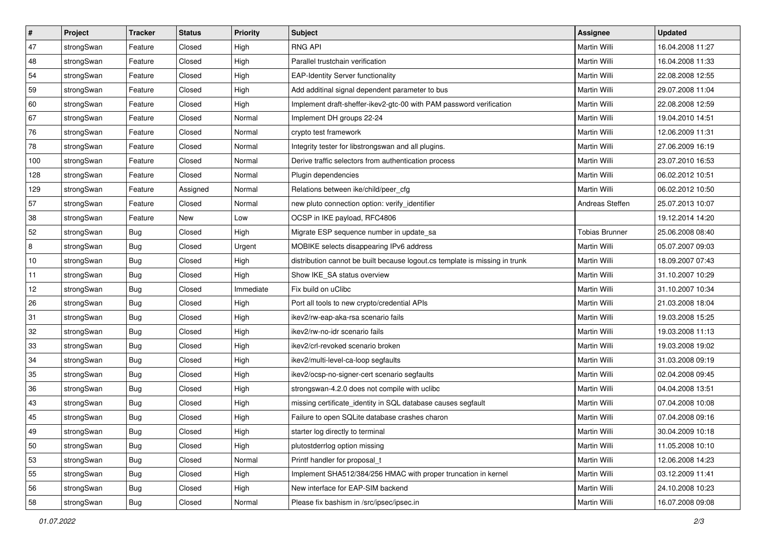| # | Project | Tracker | Status | Priority | Subject | Assignee | Updated |
|---|---|---|---|---|---|---|---|
| 47 | strongSwan | Feature | Closed | High | RNG API | Martin Willi | 16.04.2008 11:27 |
| 48 | strongSwan | Feature | Closed | High | Parallel trustchain verification | Martin Willi | 16.04.2008 11:33 |
| 54 | strongSwan | Feature | Closed | High | EAP-Identity Server functionality | Martin Willi | 22.08.2008 12:55 |
| 59 | strongSwan | Feature | Closed | High | Add additinal signal dependent parameter to bus | Martin Willi | 29.07.2008 11:04 |
| 60 | strongSwan | Feature | Closed | High | Implement draft-sheffer-ikev2-gtc-00 with PAM password verification | Martin Willi | 22.08.2008 12:59 |
| 67 | strongSwan | Feature | Closed | Normal | Implement DH groups 22-24 | Martin Willi | 19.04.2010 14:51 |
| 76 | strongSwan | Feature | Closed | Normal | crypto test framework | Martin Willi | 12.06.2009 11:31 |
| 78 | strongSwan | Feature | Closed | Normal | Integrity tester for libstrongswan and all plugins. | Martin Willi | 27.06.2009 16:19 |
| 100 | strongSwan | Feature | Closed | Normal | Derive traffic selectors from authentication process | Martin Willi | 23.07.2010 16:53 |
| 128 | strongSwan | Feature | Closed | Normal | Plugin dependencies | Martin Willi | 06.02.2012 10:51 |
| 129 | strongSwan | Feature | Assigned | Normal | Relations between ike/child/peer_cfg | Martin Willi | 06.02.2012 10:50 |
| 57 | strongSwan | Feature | Closed | Normal | new pluto connection option: verify_identifier | Andreas Steffen | 25.07.2013 10:07 |
| 38 | strongSwan | Feature | New | Low | OCSP in IKE payload, RFC4806 | | 19.12.2014 14:20 |
| 52 | strongSwan | Bug | Closed | High | Migrate ESP sequence number in update_sa | Tobias Brunner | 25.06.2008 08:40 |
| 8 | strongSwan | Bug | Closed | Urgent | MOBIKE selects disappearing IPv6 address | Martin Willi | 05.07.2007 09:03 |
| 10 | strongSwan | Bug | Closed | High | distribution cannot be built because logout.cs template is missing in trunk | Martin Willi | 18.09.2007 07:43 |
| 11 | strongSwan | Bug | Closed | High | Show IKE_SA status overview | Martin Willi | 31.10.2007 10:29 |
| 12 | strongSwan | Bug | Closed | Immediate | Fix build on uClibc | Martin Willi | 31.10.2007 10:34 |
| 26 | strongSwan | Bug | Closed | High | Port all tools to new crypto/credential APIs | Martin Willi | 21.03.2008 18:04 |
| 31 | strongSwan | Bug | Closed | High | ikev2/rw-eap-aka-rsa scenario fails | Martin Willi | 19.03.2008 15:25 |
| 32 | strongSwan | Bug | Closed | High | ikev2/rw-no-idr scenario fails | Martin Willi | 19.03.2008 11:13 |
| 33 | strongSwan | Bug | Closed | High | ikev2/crl-revoked scenario broken | Martin Willi | 19.03.2008 19:02 |
| 34 | strongSwan | Bug | Closed | High | ikev2/multi-level-ca-loop segfaults | Martin Willi | 31.03.2008 09:19 |
| 35 | strongSwan | Bug | Closed | High | ikev2/ocsp-no-signer-cert scenario segfaults | Martin Willi | 02.04.2008 09:45 |
| 36 | strongSwan | Bug | Closed | High | strongswan-4.2.0 does not compile with uclibc | Martin Willi | 04.04.2008 13:51 |
| 43 | strongSwan | Bug | Closed | High | missing certificate_identity in SQL database causes segfault | Martin Willi | 07.04.2008 10:08 |
| 45 | strongSwan | Bug | Closed | High | Failure to open SQLite database crashes charon | Martin Willi | 07.04.2008 09:16 |
| 49 | strongSwan | Bug | Closed | High | starter log directly to terminal | Martin Willi | 30.04.2009 10:18 |
| 50 | strongSwan | Bug | Closed | High | plutostderrlog option missing | Martin Willi | 11.05.2008 10:10 |
| 53 | strongSwan | Bug | Closed | Normal | Printf handler for proposal_t | Martin Willi | 12.06.2008 14:23 |
| 55 | strongSwan | Bug | Closed | High | Implement SHA512/384/256 HMAC with proper truncation in kernel | Martin Willi | 03.12.2009 11:41 |
| 56 | strongSwan | Bug | Closed | High | New interface for EAP-SIM backend | Martin Willi | 24.10.2008 10:23 |
| 58 | strongSwan | Bug | Closed | Normal | Please fix bashism in /src/ipsec/ipsec.in | Martin Willi | 16.07.2008 09:08 |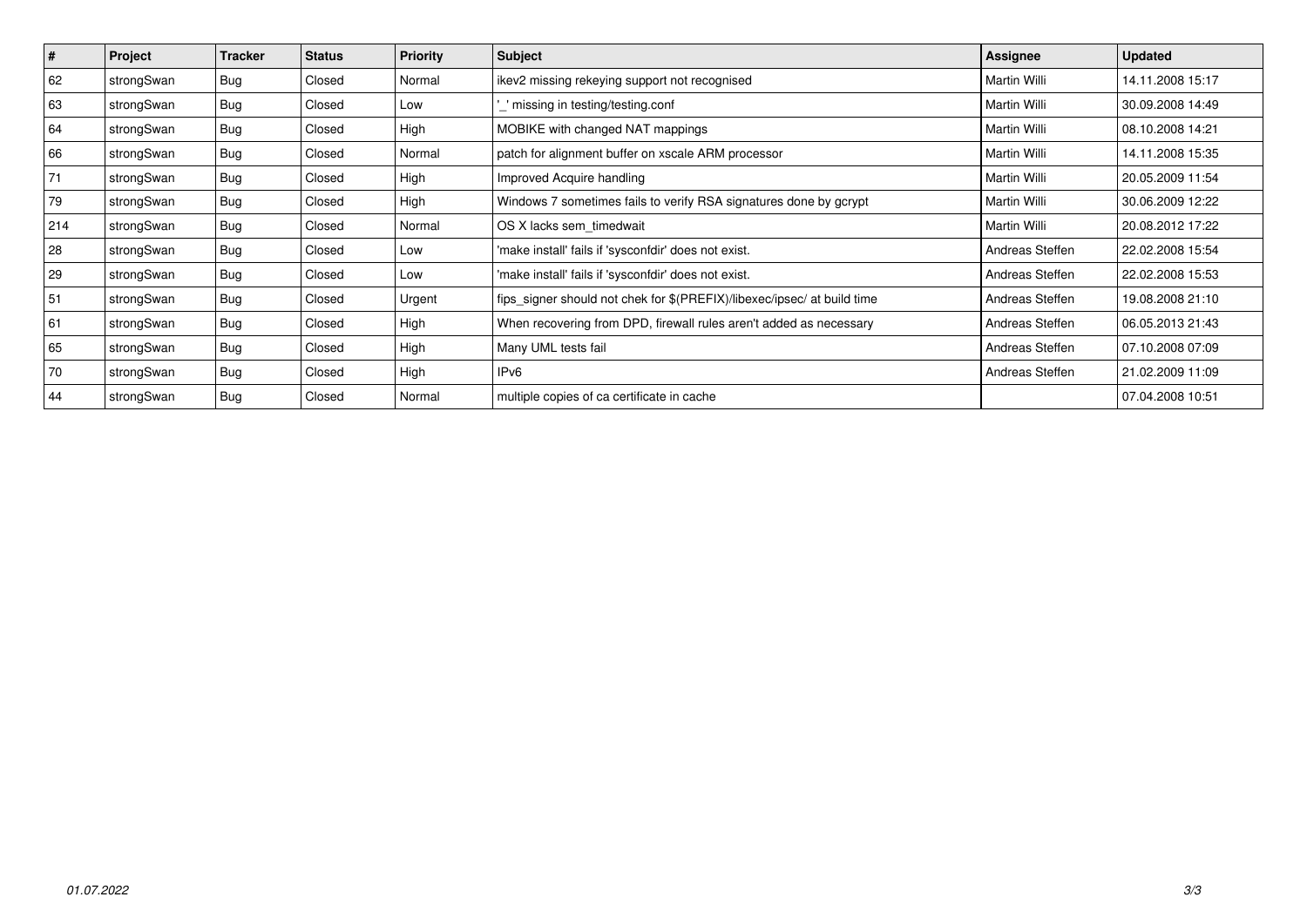| # | Project | Tracker | Status | Priority | Subject | Assignee | Updated |
|---|---|---|---|---|---|---|---|
| 62 | strongSwan | Bug | Closed | Normal | ikev2 missing rekeying support not recognised | Martin Willi | 14.11.2008 15:17 |
| 63 | strongSwan | Bug | Closed | Low | '_' missing in testing/testing.conf | Martin Willi | 30.09.2008 14:49 |
| 64 | strongSwan | Bug | Closed | High | MOBIKE with changed NAT mappings | Martin Willi | 08.10.2008 14:21 |
| 66 | strongSwan | Bug | Closed | Normal | patch for alignment buffer on xscale ARM processor | Martin Willi | 14.11.2008 15:35 |
| 71 | strongSwan | Bug | Closed | High | Improved Acquire handling | Martin Willi | 20.05.2009 11:54 |
| 79 | strongSwan | Bug | Closed | High | Windows 7 sometimes fails to verify RSA signatures done by gcrypt | Martin Willi | 30.06.2009 12:22 |
| 214 | strongSwan | Bug | Closed | Normal | OS X lacks sem_timedwait | Martin Willi | 20.08.2012 17:22 |
| 28 | strongSwan | Bug | Closed | Low | 'make install' fails if 'sysconfdir' does not exist. | Andreas Steffen | 22.02.2008 15:54 |
| 29 | strongSwan | Bug | Closed | Low | 'make install' fails if 'sysconfdir' does not exist. | Andreas Steffen | 22.02.2008 15:53 |
| 51 | strongSwan | Bug | Closed | Urgent | fips_signer should not chek for $(PREFIX)/libexec/ipsec/ at build time | Andreas Steffen | 19.08.2008 21:10 |
| 61 | strongSwan | Bug | Closed | High | When recovering from DPD, firewall rules aren't added as necessary | Andreas Steffen | 06.05.2013 21:43 |
| 65 | strongSwan | Bug | Closed | High | Many UML tests fail | Andreas Steffen | 07.10.2008 07:09 |
| 70 | strongSwan | Bug | Closed | High | IPv6 | Andreas Steffen | 21.02.2009 11:09 |
| 44 | strongSwan | Bug | Closed | Normal | multiple copies of ca certificate in cache | | 07.04.2008 10:51 |